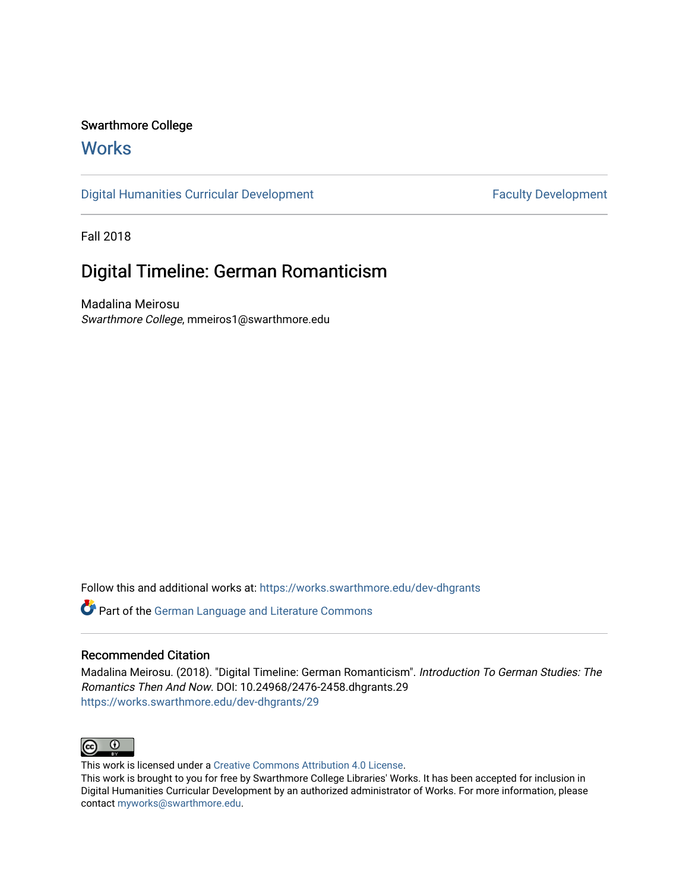Swarthmore College

# Works

Digital Humanities Curricular Development | Faculty Development

Fall 2018

## Digital Timeline: German Romanticism

Madalina Meirosu
*Swarthmore College*, mmeiros1@swarthmore.edu

Follow this and additional works at: https://works.swarthmore.edu/dev-dhgrants

Part of the German Language and Literature Commons

### Recommended Citation

Madalina Meirosu. (2018). "Digital Timeline: German Romanticism". *Introduction To German Studies: The Romantics Then And Now*. DOI: 10.24968/2476-2458.dhgrants.29
https://works.swarthmore.edu/dev-dhgrants/29

This work is licensed under a Creative Commons Attribution 4.0 License.
This work is brought to you for free by Swarthmore College Libraries' Works. It has been accepted for inclusion in Digital Humanities Curricular Development by an authorized administrator of Works. For more information, please contact myworks@swarthmore.edu.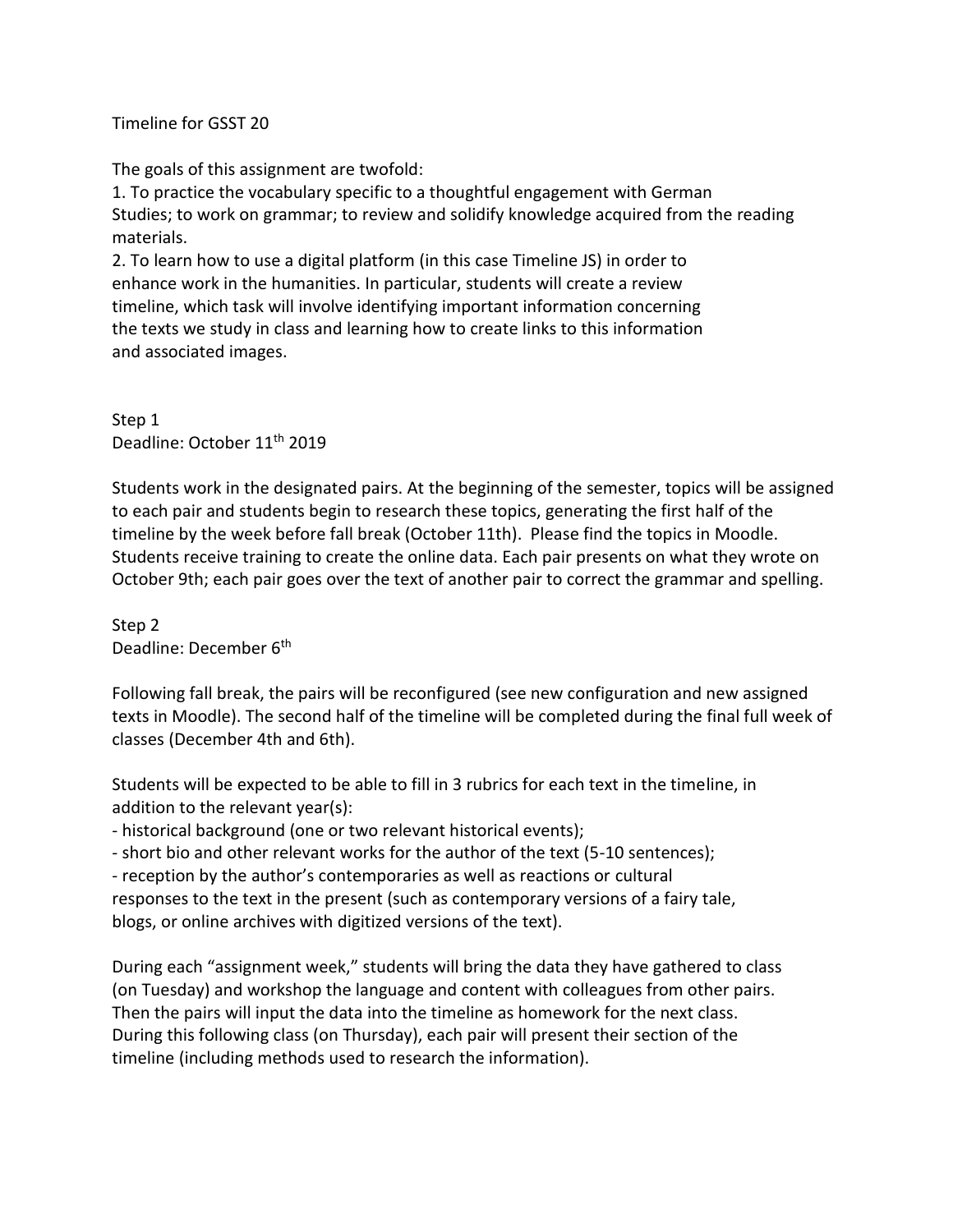Timeline for GSST 20

The goals of this assignment are twofold:

1. To practice the vocabulary specific to a thoughtful engagement with German Studies; to work on grammar; to review and solidify knowledge acquired from the reading materials.
2. To learn how to use a digital platform (in this case Timeline JS) in order to enhance work in the humanities. In particular, students will create a review timeline, which task will involve identifying important information concerning the texts we study in class and learning how to create links to this information and associated images.

Step 1
Deadline: October 11th 2019

Students work in the designated pairs. At the beginning of the semester, topics will be assigned to each pair and students begin to research these topics, generating the first half of the timeline by the week before fall break (October 11th). Please find the topics in Moodle. Students receive training to create the online data. Each pair presents on what they wrote on October 9th; each pair goes over the text of another pair to correct the grammar and spelling.

Step 2
Deadline: December 6th

Following fall break, the pairs will be reconfigured (see new configuration and new assigned texts in Moodle). The second half of the timeline will be completed during the final full week of classes (December 4th and 6th).

Students will be expected to be able to fill in 3 rubrics for each text in the timeline, in addition to the relevant year(s):

- historical background (one or two relevant historical events);
- short bio and other relevant works for the author of the text (5-10 sentences);
- reception by the author's contemporaries as well as reactions or cultural responses to the text in the present (such as contemporary versions of a fairy tale, blogs, or online archives with digitized versions of the text).

During each "assignment week," students will bring the data they have gathered to class (on Tuesday) and workshop the language and content with colleagues from other pairs. Then the pairs will input the data into the timeline as homework for the next class. During this following class (on Thursday), each pair will present their section of the timeline (including methods used to research the information).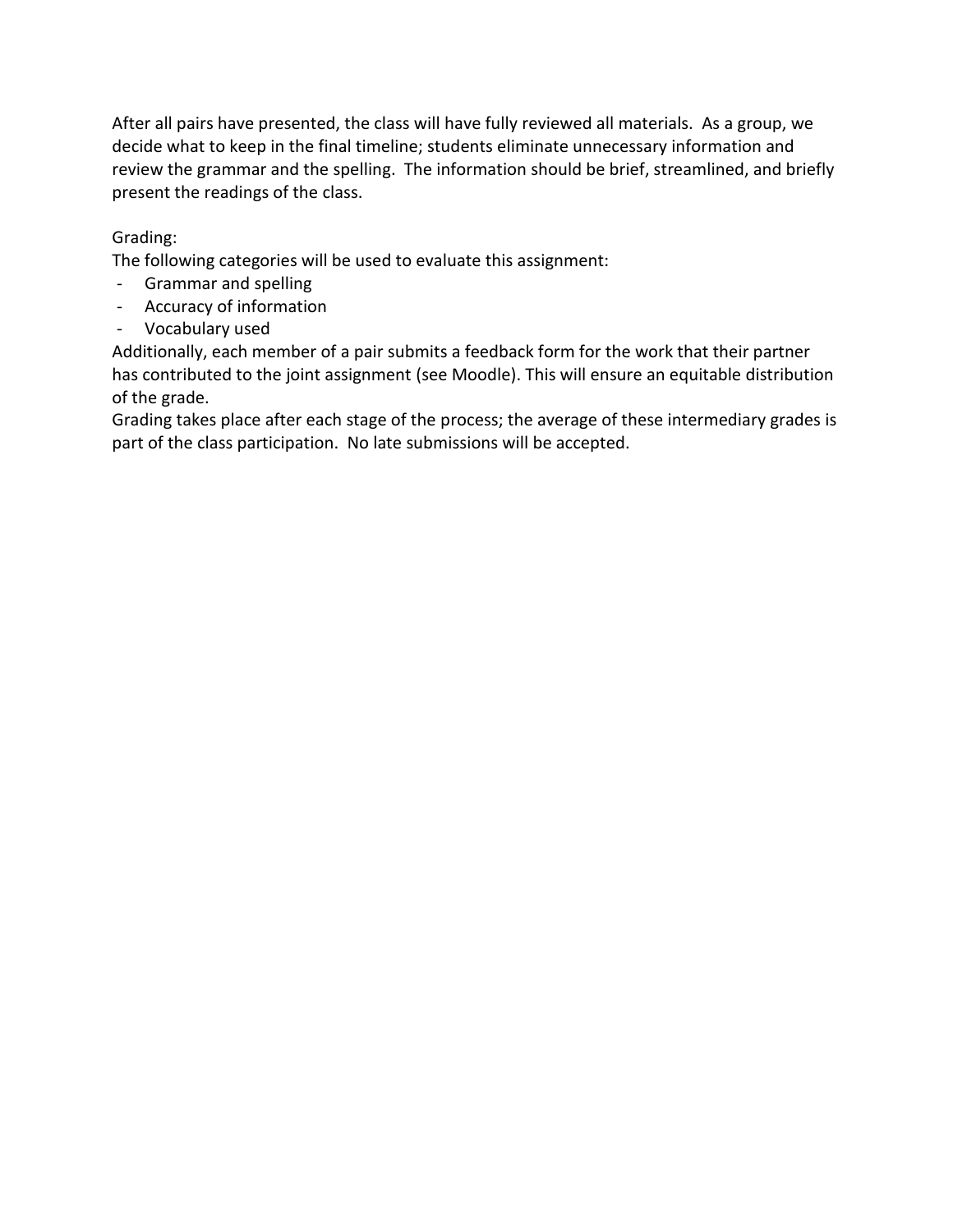After all pairs have presented, the class will have fully reviewed all materials. As a group, we decide what to keep in the final timeline; students eliminate unnecessary information and review the grammar and the spelling. The information should be brief, streamlined, and briefly present the readings of the class.

Grading:
The following categories will be used to evaluate this assignment:

- Grammar and spelling
- Accuracy of information
- Vocabulary used

Additionally, each member of a pair submits a feedback form for the work that their partner has contributed to the joint assignment (see Moodle). This will ensure an equitable distribution of the grade.
Grading takes place after each stage of the process; the average of these intermediary grades is part of the class participation. No late submissions will be accepted.